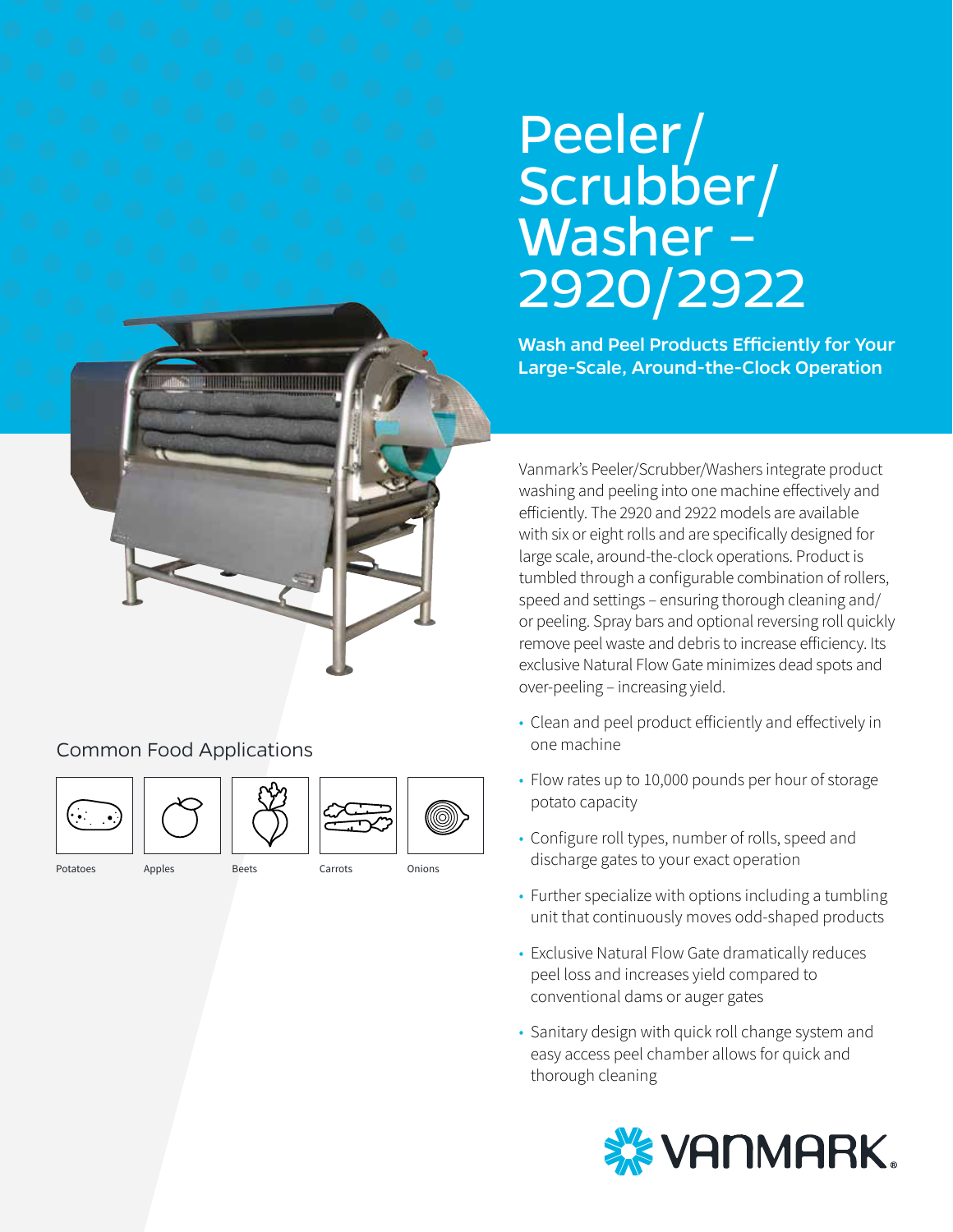# Peeler/ Scrubber/ Washer – 2920/2922

**Wash and Peel Products Efficiently for Your Large-Scale, Around-the-Clock Operation**

Vanmark's Peeler/Scrubber/Washers integrate product washing and peeling into one machine effectively and efficiently. The 2920 and 2922 models are available with six or eight rolls and are specifically designed for large scale, around-the-clock operations. Product is tumbled through a configurable combination of rollers, speed and settings – ensuring thorough cleaning and/or peeling. Spray bars and optional reversing roll quickly remove peel waste and debris to increase efficiency. Its exclusive Natural Flow Gate minimizes dead spots and over-peeling – increasing yield.

- Clean and peel product efficiently and effectively in one machine
- Flow rates up to 10,000 pounds per hour of storage potato capacity
- Configure roll types, number of rolls, speed and discharge gates to your exact operation
- Further specialize with options including a tumbling unit that continuously moves odd-shaped products
- Exclusive Natural Flow Gate dramatically reduces peel loss and increases yield compared to conventional dams or auger gates
- Sanitary design with quick roll change system and easy access peel chamber allows for quick and thorough cleaning

## Common Food Applications

Potatoes

Apples

Beets

Carrots

Onions

VANMARK.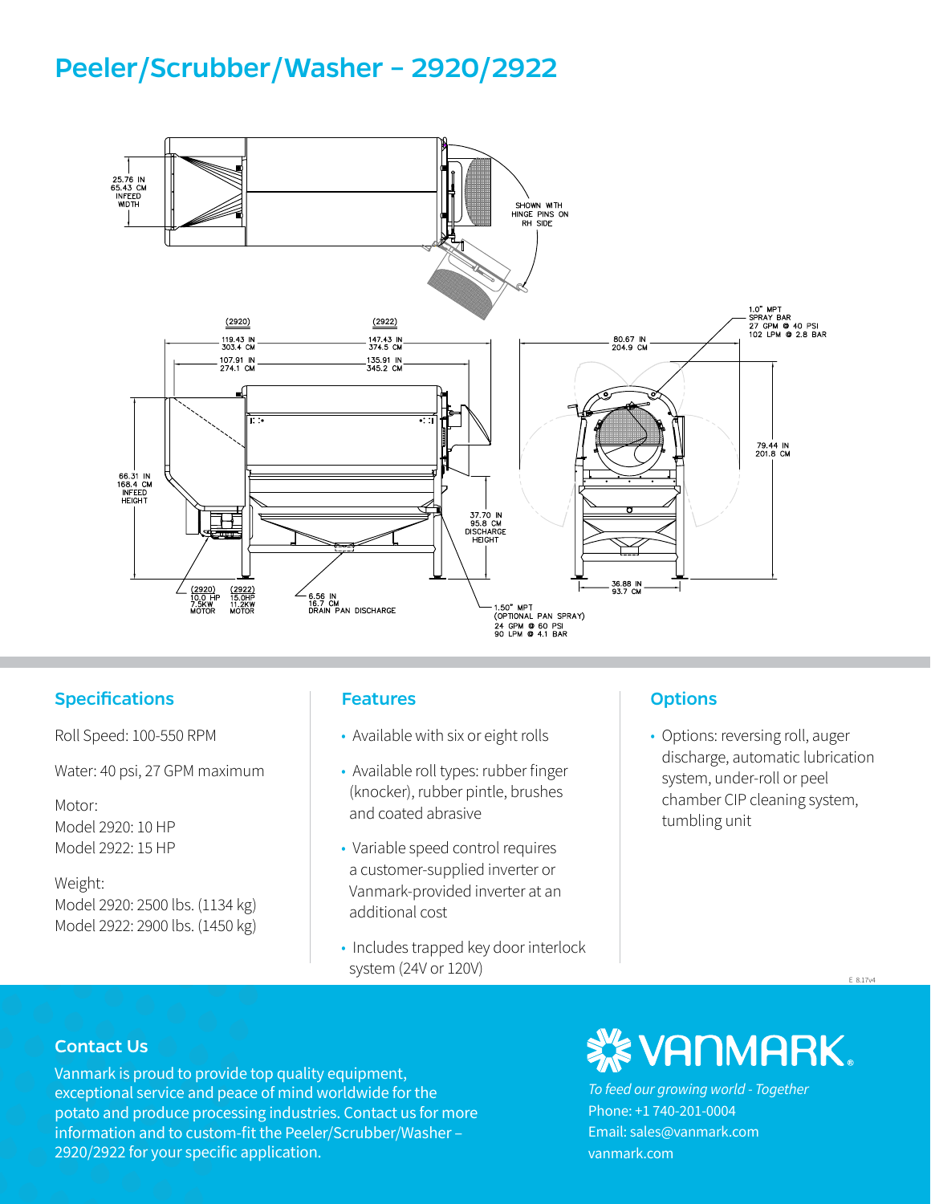# Peeler/Scrubber/Washer – 2920/2922

25.76 IN
65.43 CM
INFEED
WIDTH

SHOWN WITH
HINGE PINS ON
RH SIDE

(2920)
119.43 IN
303.4 CM

(2922)
147.43 IN
374.5 CM

107.91 IN
274.1 CM

135.91 IN
345.2 CM

80.67 IN
204.9 CM

1.0" MPT
SPRAY BAR
27 GPM @ 40 PSI
102 LPM @ 2.8 BAR

66.31 IN
168.4 CM
INFEED
HEIGHT

37.70 IN
95.8 CM
DISCHARGE
HEIGHT

79.44 IN
201.8 CM

36.88 IN
93.7 CM

(2920)
10.0 HP
7.5KW
MOTOR

(2922)
15.0HP
11.2KW
MOTOR

6.56 IN
16.7 CM
DRAIN PAN DISCHARGE

1.50" MPT
(OPTIONAL PAN SPRAY)
24 GPM @ 60 PSI
90 LPM @ 4.1 BAR

## Specifications

Roll Speed: 100-550 RPM

Water: 40 psi, 27 GPM maximum

Motor:
Model 2920: 10 HP
Model 2922: 15 HP

Weight:
Model 2920: 2500 lbs. (1134 kg)
Model 2922: 2900 lbs. (1450 kg)

## Features

- Available with six or eight rolls
- Available roll types: rubber finger (knocker), rubber pintle, brushes and coated abrasive
- Variable speed control requires a customer-supplied inverter or Vanmark-provided inverter at an additional cost
- Includes trapped key door interlock system (24V or 120V)

## Options

- Options: reversing roll, auger discharge, automatic lubrication system, under-roll or peel chamber CIP cleaning system, tumbling unit

E 8.17v4

## Contact Us

Vanmark is proud to provide top quality equipment, exceptional service and peace of mind worldwide for the potato and produce processing industries. Contact us for more information and to custom-fit the Peeler/Scrubber/Washer – 2920/2922 for your specific application.

VANMARK®

*To feed our growing world - Together*
Phone: +1 740-201-0004
Email: sales@vanmark.com
vanmark.com